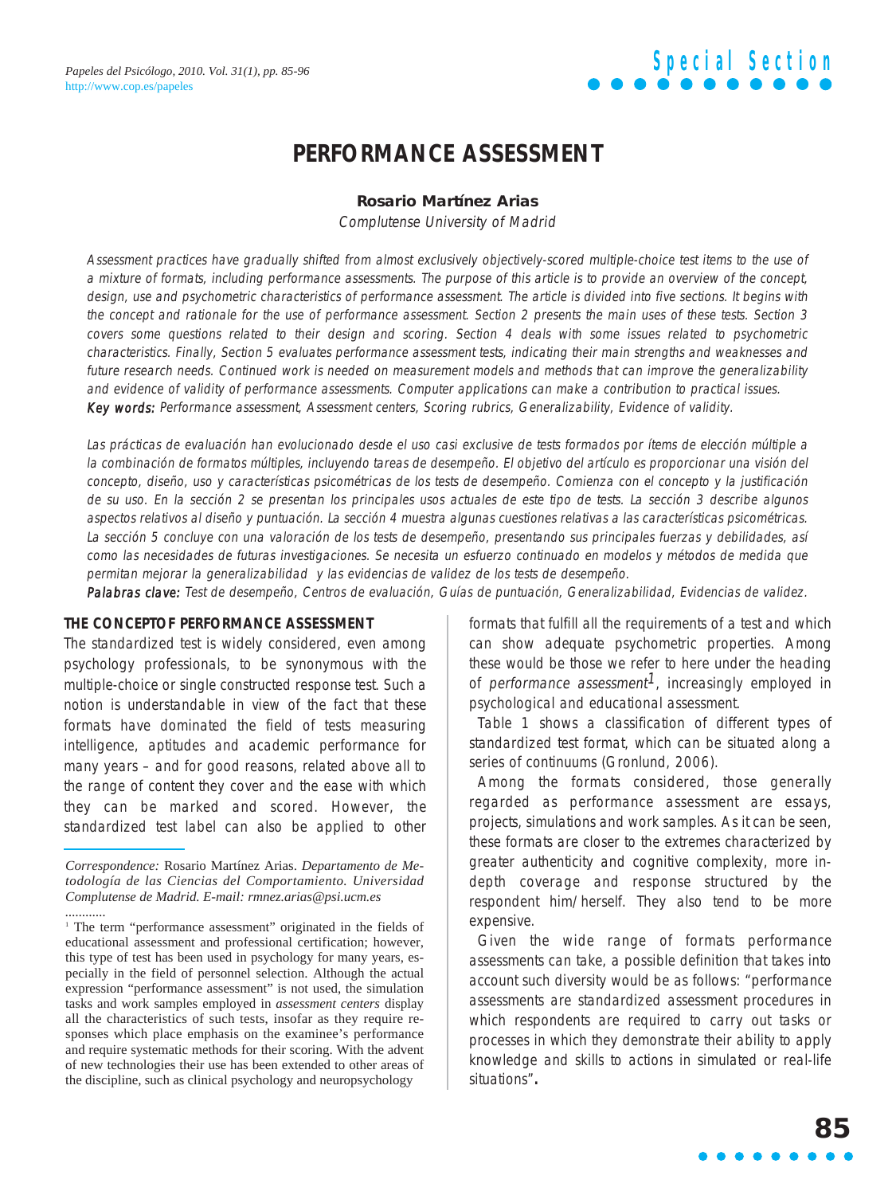# PERFORMANCE ASSESSMENT

**Rosario Martínez Arias**

*Complutense University of Madrid*

*Assessment practices have gradually shifted from almost exclusively objectively-scored multiple-choice test items to the use of a mixture of formats, including performance assessments. The purpose of this article is to provide an overview of the concept, design, use and psychometric characteristics of performance assessment. The article is divided into five sections. It begins with the concept and rationale for the use of performance assessment. Section 2 presents the main uses of these tests. Section 3 covers some questions related to their design and scoring. Section 4 deals with some issues related to psychometric characteristics. Finally, Section 5 evaluates performance assessment tests, indicating their main strengths and weaknesses and future research needs. Continued work is needed on measurement models and methods that can improve the generalizability and evidence of validity of performance assessments. Computer applications can make a contribution to practical issues.*
***Key words:*** *Performance assessment, Assessment centers, Scoring rubrics, Generalizability, Evidence of validity.*

*Las prácticas de evaluación han evolucionado desde el uso casi exclusive de tests formados por ítems de elección múltiple a la combinación de formatos múltiples, incluyendo tareas de desempeño. El objetivo del artículo es proporcionar una visión del concepto, diseño, uso y características psicométricas de los tests de desempeño. Comienza con el concepto y la justificación de su uso. En la sección 2 se presentan los principales usos actuales de este tipo de tests. La sección 3 describe algunos aspectos relativos al diseño y puntuación. La sección 4 muestra algunas cuestiones relativas a las características psicométricas. La sección 5 concluye con una valoración de los tests de desempeño, presentando sus principales fuerzas y debilidades, así como las necesidades de futuras investigaciones. Se necesita un esfuerzo continuado en modelos y métodos de medida que permitan mejorar la generalizabilidad y las evidencias de validez de los tests de desempeño.*
***Palabras clave:*** *Test de desempeño, Centros de evaluación, Guías de puntuación, Generalizabilidad, Evidencias de validez.*

## THE CONCEPTOF PERFORMANCE ASSESSMENT

The standardized test is widely considered, even among psychology professionals, to be synonymous with the multiple-choice or single constructed response test. Such a notion is understandable in view of the fact that these formats have dominated the field of tests measuring intelligence, aptitudes and academic performance for many years – and for good reasons, related above all to the range of content they cover and the ease with which they can be marked and scored. However, the standardized test label can also be applied to other formats that fulfill all the requirements of a test and which can show adequate psychometric properties. Among these would be those we refer to here under the heading of *performance assessment*[1], increasingly employed in psychological and educational assessment.

Table 1 shows a classification of different types of standardized test format, which can be situated along a series of continuums (Gronlund, 2006).

Among the formats considered, those generally regarded as performance assessment are essays, projects, simulations and work samples. As it can be seen, these formats are closer to the extremes characterized by greater authenticity and cognitive complexity, more in-depth coverage and response structured by the respondent him/herself. They also tend to be more expensive.

Given the wide range of formats performance assessments can take, a possible definition that takes into account such diversity would be as follows: "performance assessments are standardized assessment procedures in which respondents are required to carry out tasks or processes in which they demonstrate their ability to apply knowledge and skills to actions in simulated or real-life situations".

*Correspondence:* Rosario Martínez Arias. *Departamento de Metodología de las Ciencias del Comportamiento. Universidad Complutense de Madrid. E-mail: rmnez.arias@psi.ucm.es*

[1] The term "performance assessment" originated in the fields of educational assessment and professional certification; however, this type of test has been used in psychology for many years, especially in the field of personnel selection. Although the actual expression "performance assessment" is not used, the simulation tasks and work samples employed in *assessment centers* display all the characteristics of such tests, insofar as they require responses which place emphasis on the examinee's performance and require systematic methods for their scoring. With the advent of new technologies their use has been extended to other areas of the discipline, such as clinical psychology and neuropsychology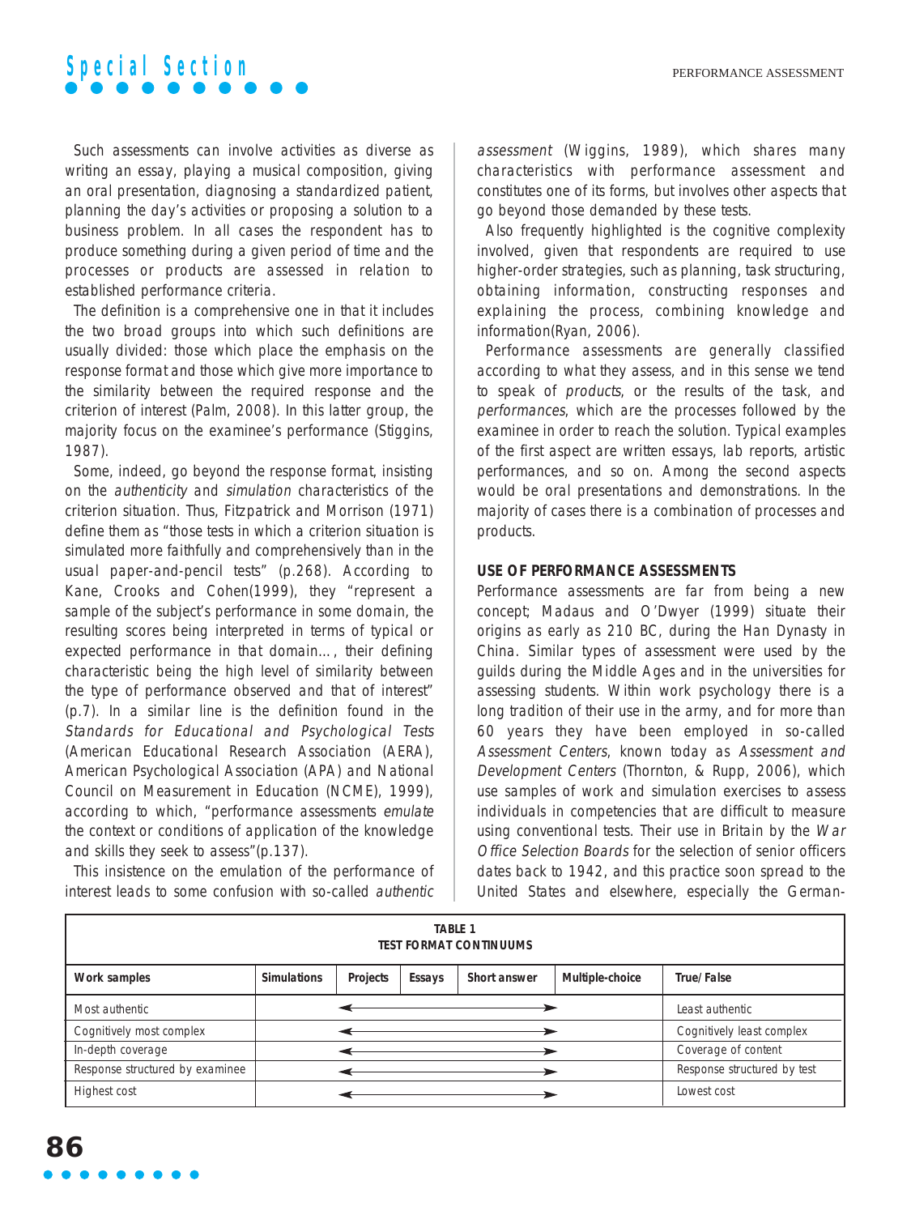Such assessments can involve activities as diverse as writing an essay, playing a musical composition, giving an oral presentation, diagnosing a standardized patient, planning the day's activities or proposing a solution to a business problem. In all cases the respondent has to produce something during a given period of time and the processes or products are assessed in relation to established performance criteria.

The definition is a comprehensive one in that it includes the two broad groups into which such definitions are usually divided: those which place the emphasis on the response format and those which give more importance to the similarity between the required response and the criterion of interest (Palm, 2008). In this latter group, the majority focus on the examinee's performance (Stiggins, 1987).

Some, indeed, go beyond the response format, insisting on the *authenticity* and *simulation* characteristics of the criterion situation. Thus, Fitzpatrick and Morrison (1971) define them as "those tests in which a criterion situation is simulated more faithfully and comprehensively than in the usual paper-and-pencil tests" (p.268). According to Kane, Crooks and Cohen(1999), they "represent a sample of the subject's performance in some domain, the resulting scores being interpreted in terms of typical or expected performance in that domain…, their defining characteristic being the high level of similarity between the type of performance observed and that of interest" (p.7). In a similar line is the definition found in the *Standards for Educational and Psychological Tests* (American Educational Research Association (AERA), American Psychological Association (APA) and National Council on Measurement in Education (NCME), 1999), according to which, "performance assessments *emulate* the context or conditions of application of the knowledge and skills they seek to assess"(p.137).

This insistence on the emulation of the performance of interest leads to some confusion with so-called *authentic assessment* (Wiggins, 1989), which shares many characteristics with performance assessment and constitutes one of its forms, but involves other aspects that go beyond those demanded by these tests.

Also frequently highlighted is the cognitive complexity involved, given that respondents are required to use higher-order strategies, such as planning, task structuring, obtaining information, constructing responses and explaining the process, combining knowledge and information(Ryan, 2006).

Performance assessments are generally classified according to what they assess, and in this sense we tend to speak of *products*, or the results of the task, and *performances*, which are the processes followed by the examinee in order to reach the solution. Typical examples of the first aspect are written essays, lab reports, artistic performances, and so on. Among the second aspects would be oral presentations and demonstrations. In the majority of cases there is a combination of processes and products.

## USE OF PERFORMANCE ASSESSMENTS

Performance assessments are far from being a new concept; Madaus and O'Dwyer (1999) situate their origins as early as 210 BC, during the Han Dynasty in China. Similar types of assessment were used by the guilds during the Middle Ages and in the universities for assessing students. Within work psychology there is a long tradition of their use in the army, and for more than 60 years they have been employed in so-called *Assessment Centers*, known today as *Assessment and Development Centers* (Thornton, & Rupp, 2006), which use samples of work and simulation exercises to assess individuals in competencies that are difficult to measure using conventional tests. Their use in Britain by the *War Office Selection Boards* for the selection of senior officers dates back to 1942, and this practice soon spread to the United States and elsewhere, especially the German-

**TABLE 1**
**TEST FORMAT CONTINUUMS**

| Work samples | Simulations | Projects | Essays | Short answer | Multiple-choice | True/False |
|---|---|---|---|---|---|---|
| Most authentic | ← → | | | | | Least authentic |
| Cognitively most complex | ← → | | | | | Cognitively least complex |
| In-depth coverage | ← → | | | | | Coverage of content |
| Response structured by examinee | ← → | | | | | Response structured by test |
| Highest cost | ← → | | | | | Lowest cost |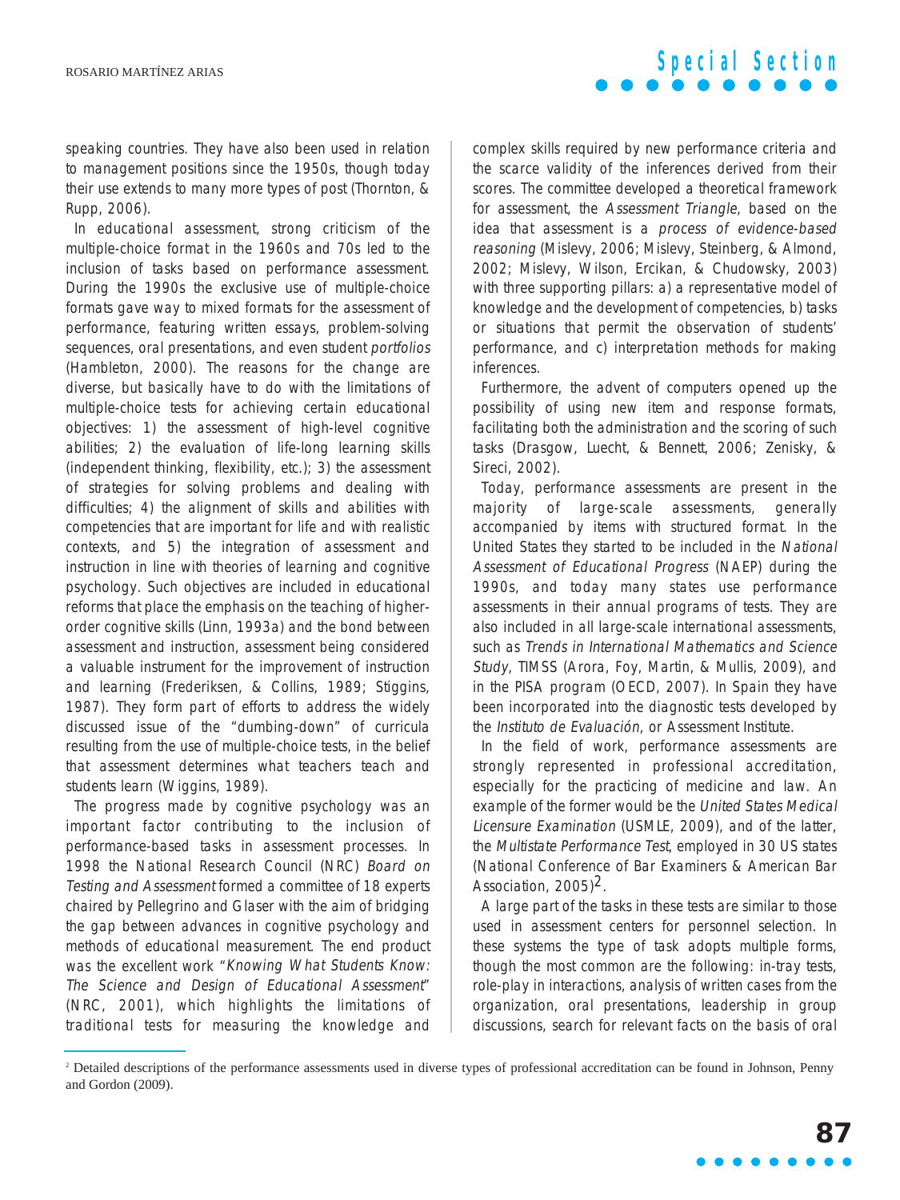speaking countries. They have also been used in relation to management positions since the 1950s, though today their use extends to many more types of post (Thornton, & Rupp, 2006).

In educational assessment, strong criticism of the multiple-choice format in the 1960s and 70s led to the inclusion of tasks based on performance assessment. During the 1990s the exclusive use of multiple-choice formats gave way to mixed formats for the assessment of performance, featuring written essays, problem-solving sequences, oral presentations, and even student *portfolios* (Hambleton, 2000). The reasons for the change are diverse, but basically have to do with the limitations of multiple-choice tests for achieving certain educational objectives: 1) the assessment of high-level cognitive abilities; 2) the evaluation of life-long learning skills (independent thinking, flexibility, etc.); 3) the assessment of strategies for solving problems and dealing with difficulties; 4) the alignment of skills and abilities with competencies that are important for life and with realistic contexts, and 5) the integration of assessment and instruction in line with theories of learning and cognitive psychology. Such objectives are included in educational reforms that place the emphasis on the teaching of higher-order cognitive skills (Linn, 1993a) and the bond between assessment and instruction, assessment being considered a valuable instrument for the improvement of instruction and learning (Frederiksen, & Collins, 1989; Stiggins, 1987). They form part of efforts to address the widely discussed issue of the "dumbing-down" of curricula resulting from the use of multiple-choice tests, in the belief that assessment determines what teachers teach and students learn (Wiggins, 1989).

The progress made by cognitive psychology was an important factor contributing to the inclusion of performance-based tasks in assessment processes. In 1998 the National Research Council (NRC) *Board on Testing and Assessment* formed a committee of 18 experts chaired by Pellegrino and Glaser with the aim of bridging the gap between advances in cognitive psychology and methods of educational measurement. The end product was the excellent work "*Knowing What Students Know: The Science and Design of Educational Assessment*" (NRC, 2001), which highlights the limitations of traditional tests for measuring the knowledge and complex skills required by new performance criteria and the scarce validity of the inferences derived from their scores. The committee developed a theoretical framework for assessment, the *Assessment Triangle*, based on the idea that assessment is a *process of evidence-based reasoning* (Mislevy, 2006; Mislevy, Steinberg, & Almond, 2002; Mislevy, Wilson, Ercikan, & Chudowsky, 2003) with three supporting pillars: a) a representative model of knowledge and the development of competencies, b) tasks or situations that permit the observation of students' performance, and c) interpretation methods for making inferences.

Furthermore, the advent of computers opened up the possibility of using new item and response formats, facilitating both the administration and the scoring of such tasks (Drasgow, Luecht, & Bennett, 2006; Zenisky, & Sireci, 2002).

Today, performance assessments are present in the majority of large-scale assessments, generally accompanied by items with structured format. In the United States they started to be included in the *National Assessment of Educational Progress* (NAEP) during the 1990s, and today many states use performance assessments in their annual programs of tests. They are also included in all large-scale international assessments, such as *Trends in International Mathematics and Science Study*, TIMSS (Arora, Foy, Martin, & Mullis, 2009), and in the PISA program (OECD, 2007). In Spain they have been incorporated into the diagnostic tests developed by the *Instituto de Evaluación*, or Assessment Institute.

In the field of work, performance assessments are strongly represented in professional accreditation, especially for the practicing of medicine and law. An example of the former would be the *United States Medical Licensure Examination* (USMLE, 2009), and of the latter, the *Multistate Performance Test*, employed in 30 US states (National Conference of Bar Examiners & American Bar Association, 2005)[2].

A large part of the tasks in these tests are similar to those used in assessment centers for personnel selection. In these systems the type of task adopts multiple forms, though the most common are the following: in-tray tests, role-play in interactions, analysis of written cases from the organization, oral presentations, leadership in group discussions, search for relevant facts on the basis of oral

[2] Detailed descriptions of the performance assessments used in diverse types of professional accreditation can be found in Johnson, Penny and Gordon (2009).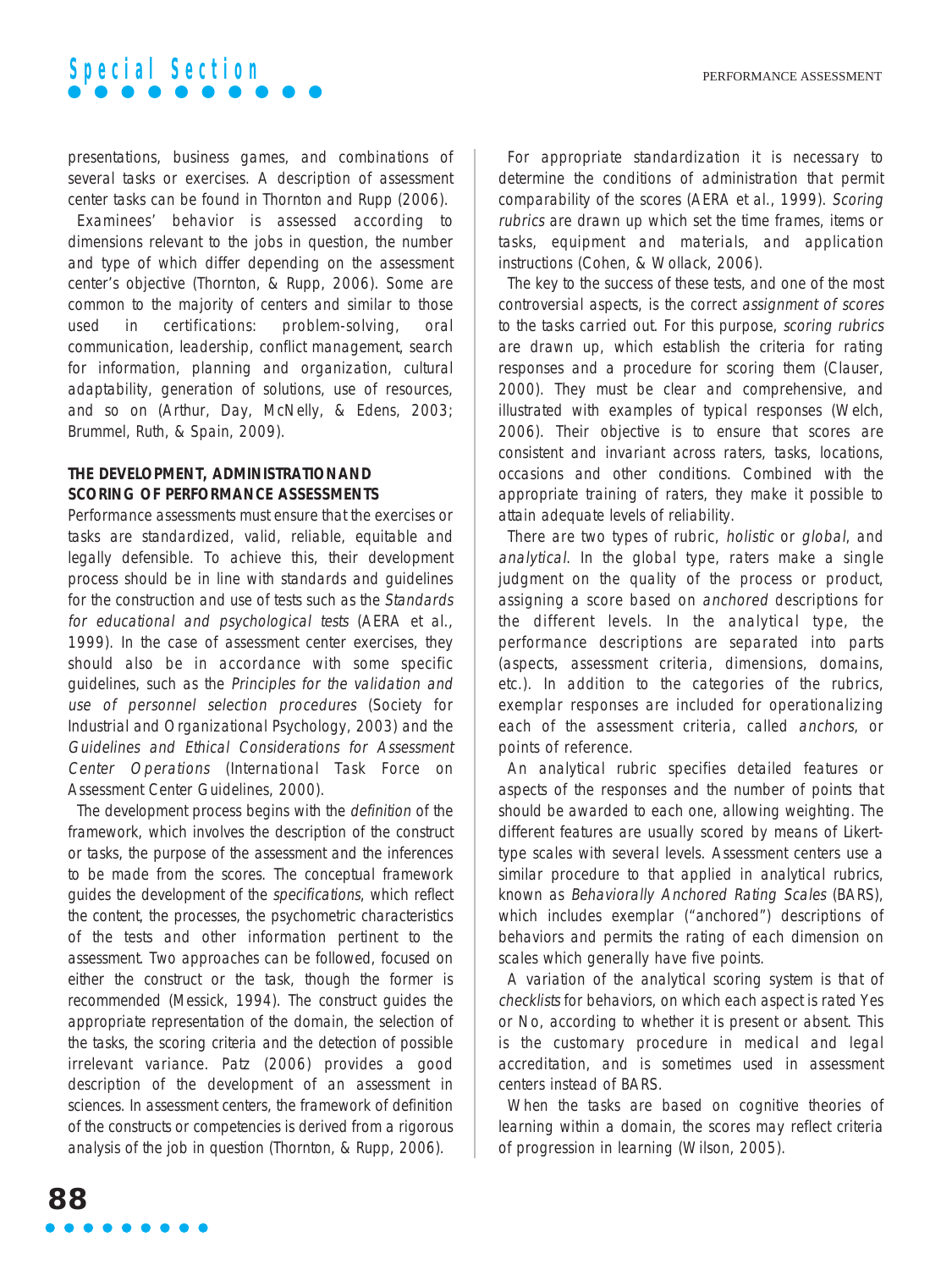presentations, business games, and combinations of several tasks or exercises. A description of assessment center tasks can be found in Thornton and Rupp (2006).

Examinees' behavior is assessed according to dimensions relevant to the jobs in question, the number and type of which differ depending on the assessment center's objective (Thornton, & Rupp, 2006). Some are common to the majority of centers and similar to those used in certifications: problem-solving, oral communication, leadership, conflict management, search for information, planning and organization, cultural adaptability, generation of solutions, use of resources, and so on (Arthur, Day, McNelly, & Edens, 2003; Brummel, Ruth, & Spain, 2009).

### THE DEVELOPMENT, ADMINISTRATION AND SCORING OF PERFORMANCE ASSESSMENTS

Performance assessments must ensure that the exercises or tasks are standardized, valid, reliable, equitable and legally defensible. To achieve this, their development process should be in line with standards and guidelines for the construction and use of tests such as the *Standards for educational and psychological tests* (AERA et al., 1999). In the case of assessment center exercises, they should also be in accordance with some specific guidelines, such as the *Principles for the validation and use of personnel selection procedures* (Society for Industrial and Organizational Psychology, 2003) and the *Guidelines and Ethical Considerations for Assessment Center Operations* (International Task Force on Assessment Center Guidelines, 2000).

The development process begins with the *definition* of the framework, which involves the description of the construct or tasks, the purpose of the assessment and the inferences to be made from the scores. The conceptual framework guides the development of the *specifications*, which reflect the content, the processes, the psychometric characteristics of the tests and other information pertinent to the assessment. Two approaches can be followed, focused on either the construct or the task, though the former is recommended (Messick, 1994). The construct guides the appropriate representation of the domain, the selection of the tasks, the scoring criteria and the detection of possible irrelevant variance. Patz (2006) provides a good description of the development of an assessment in sciences. In assessment centers, the framework of definition of the constructs or competencies is derived from a rigorous analysis of the job in question (Thornton, & Rupp, 2006).

For appropriate standardization it is necessary to determine the conditions of administration that permit comparability of the scores (AERA et al., 1999). *Scoring rubrics* are drawn up which set the time frames, items or tasks, equipment and materials, and application instructions (Cohen, & Wollack, 2006).

The key to the success of these tests, and one of the most controversial aspects, is the correct *assignment of scores* to the tasks carried out. For this purpose, *scoring rubrics* are drawn up, which establish the criteria for rating responses and a procedure for scoring them (Clauser, 2000). They must be clear and comprehensive, and illustrated with examples of typical responses (Welch, 2006). Their objective is to ensure that scores are consistent and invariant across raters, tasks, locations, occasions and other conditions. Combined with the appropriate training of raters, they make it possible to attain adequate levels of reliability.

There are two types of rubric, *holistic* or *global*, and *analytical*. In the global type, raters make a single judgment on the quality of the process or product, assigning a score based on *anchored* descriptions for the different levels. In the analytical type, the performance descriptions are separated into parts (aspects, assessment criteria, dimensions, domains, etc.). In addition to the categories of the rubrics, exemplar responses are included for operationalizing each of the assessment criteria, called *anchors*, or points of reference.

An analytical rubric specifies detailed features or aspects of the responses and the number of points that should be awarded to each one, allowing weighting. The different features are usually scored by means of Likert-type scales with several levels. Assessment centers use a similar procedure to that applied in analytical rubrics, known as *Behaviorally Anchored Rating Scales* (BARS), which includes exemplar ("anchored") descriptions of behaviors and permits the rating of each dimension on scales which generally have five points.

A variation of the analytical scoring system is that of *checklists* for behaviors, on which each aspect is rated Yes or No, according to whether it is present or absent. This is the customary procedure in medical and legal accreditation, and is sometimes used in assessment centers instead of BARS.

When the tasks are based on cognitive theories of learning within a domain, the scores may reflect criteria of progression in learning (Wilson, 2005).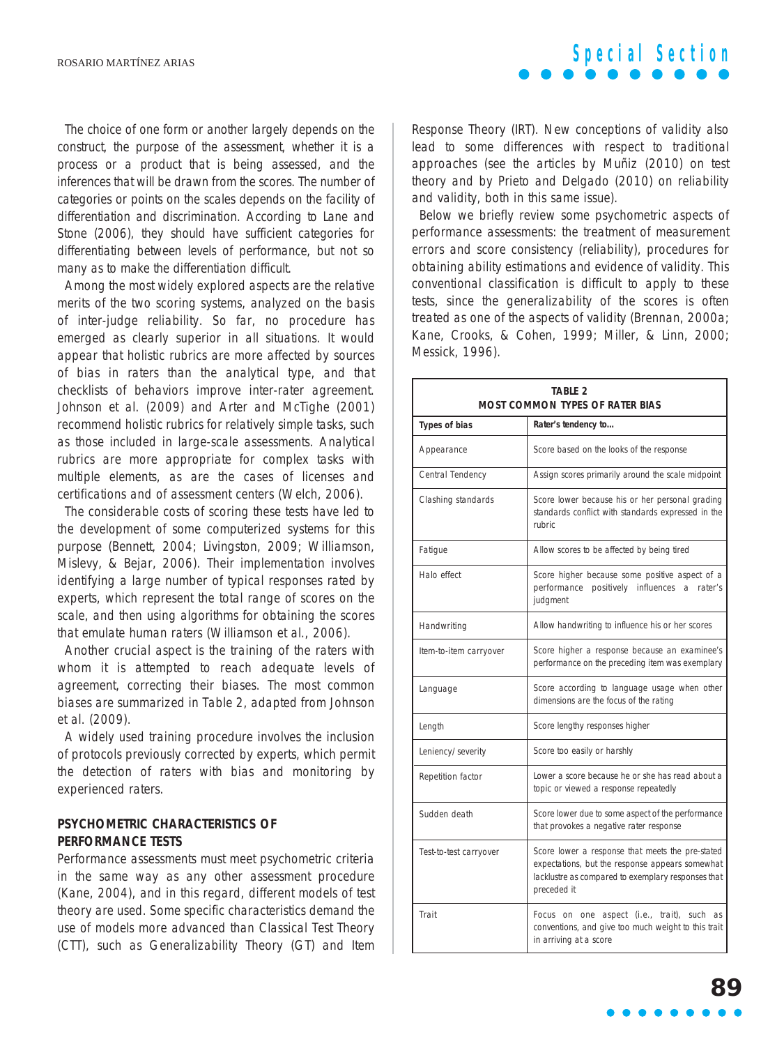The choice of one form or another largely depends on the construct, the purpose of the assessment, whether it is a process or a product that is being assessed, and the inferences that will be drawn from the scores. The number of categories or points on the scales depends on the facility of differentiation and discrimination. According to Lane and Stone (2006), they should have sufficient categories for differentiating between levels of performance, but not so many as to make the differentiation difficult.

Among the most widely explored aspects are the relative merits of the two scoring systems, analyzed on the basis of inter-judge reliability. So far, no procedure has emerged as clearly superior in all situations. It would appear that holistic rubrics are more affected by sources of bias in raters than the analytical type, and that checklists of behaviors improve inter-rater agreement. Johnson et al. (2009) and Arter and McTighe (2001) recommend holistic rubrics for relatively simple tasks, such as those included in large-scale assessments. Analytical rubrics are more appropriate for complex tasks with multiple elements, as are the cases of licenses and certifications and of assessment centers (Welch, 2006).

The considerable costs of scoring these tests have led to the development of some computerized systems for this purpose (Bennett, 2004; Livingston, 2009; Williamson, Mislevy, & Bejar, 2006). Their implementation involves identifying a large number of typical responses rated by experts, which represent the total range of scores on the scale, and then using algorithms for obtaining the scores that emulate human raters (Williamson et al., 2006).

Another crucial aspect is the training of the raters with whom it is attempted to reach adequate levels of agreement, correcting their biases. The most common biases are summarized in Table 2, adapted from Johnson et al. (2009).

A widely used training procedure involves the inclusion of protocols previously corrected by experts, which permit the detection of raters with bias and monitoring by experienced raters.

## PSYCHOMETRIC CHARACTERISTICS OF PERFORMANCE TESTS

Performance assessments must meet psychometric criteria in the same way as any other assessment procedure (Kane, 2004), and in this regard, different models of test theory are used. Some specific characteristics demand the use of models more advanced than Classical Test Theory (CTT), such as Generalizability Theory (GT) and Item Response Theory (IRT). New conceptions of validity also lead to some differences with respect to traditional approaches (see the articles by Muñiz (2010) on test theory and by Prieto and Delgado (2010) on reliability and validity, both in this same issue).

Below we briefly review some psychometric aspects of performance assessments: the treatment of measurement errors and score consistency (reliability), procedures for obtaining ability estimations and evidence of validity. This conventional classification is difficult to apply to these tests, since the generalizability of the scores is often treated as one of the aspects of validity (Brennan, 2000a; Kane, Crooks, & Cohen, 1999; Miller, & Linn, 2000; Messick, 1996).

**TABLE 2**
**MOST COMMON TYPES OF RATER BIAS**

| Types of bias | Rater's tendency to… |
|---|---|
| Appearance | Score based on the looks of the response |
| Central Tendency | Assign scores primarily around the scale midpoint |
| Clashing standards | Score lower because his or her personal grading standards conflict with standards expressed in the rubric |
| Fatigue | Allow scores to be affected by being tired |
| Halo effect | Score higher because some positive aspect of a performance positively influences a rater's judgment |
| Handwriting | Allow handwriting to influence his or her scores |
| Item-to-item carryover | Score higher a response because an examinee's performance on the preceding item was exemplary |
| Language | Score according to language usage when other dimensions are the focus of the rating |
| Length | Score lengthy responses higher |
| Leniency/ severity | Score too easily or harshly |
| Repetition factor | Lower a score because he or she has read about a topic or viewed a response repeatedly |
| Sudden death | Score lower due to some aspect of the performance that provokes a negative rater response |
| Test-to-test carryover | Score lower a response that meets the pre-stated expectations, but the response appears somewhat lacklustre as compared to exemplary responses that preceded it |
| Trait | Focus on one aspect (i.e., trait), such as conventions, and give too much weight to this trait in arriving at a score |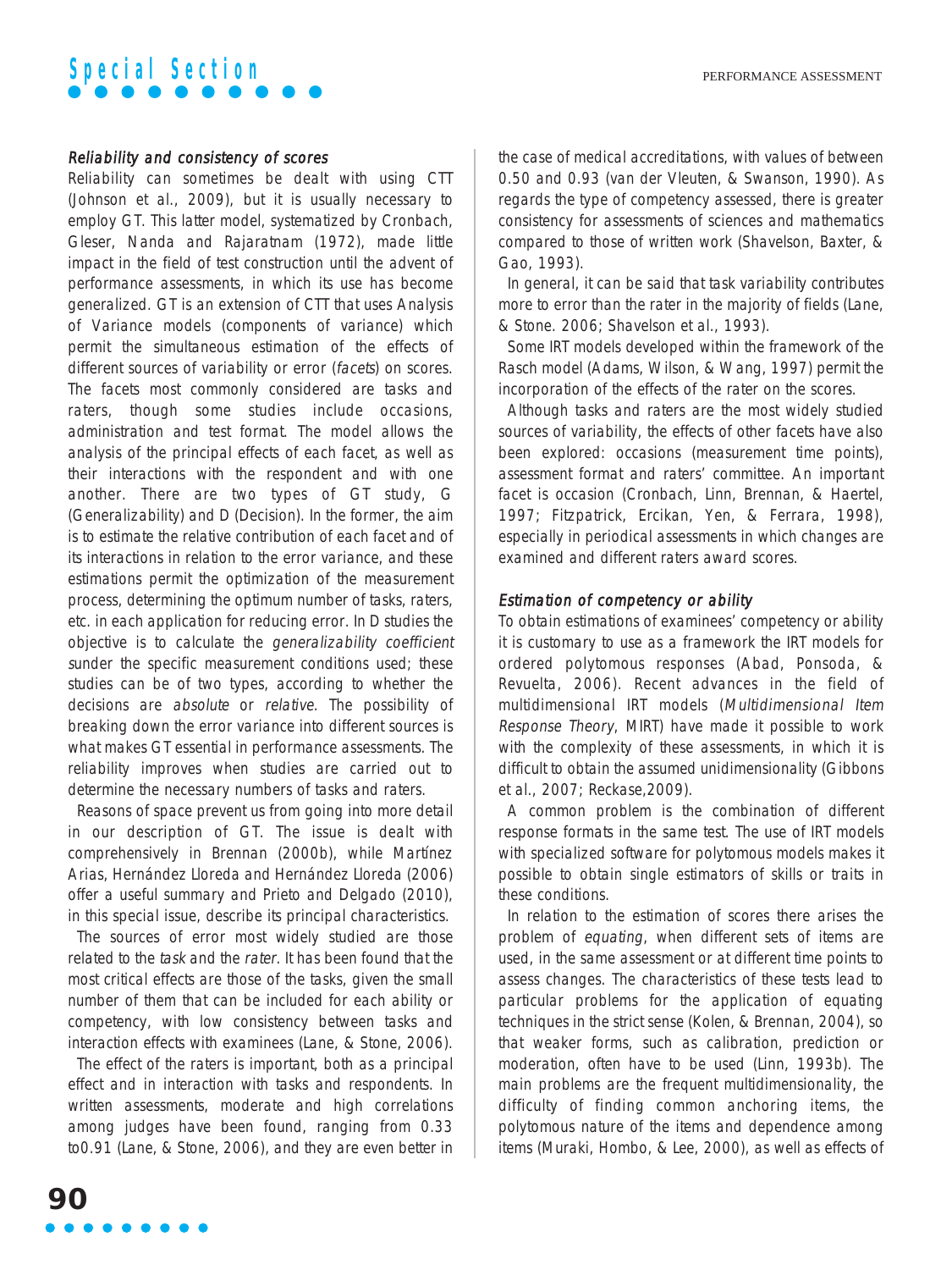### *Reliability and consistency of scores*

Reliability can sometimes be dealt with using CTT (Johnson et al., 2009), but it is usually necessary to employ GT. This latter model, systematized by Cronbach, Gleser, Nanda and Rajaratnam (1972), made little impact in the field of test construction until the advent of performance assessments, in which its use has become generalized. GT is an extension of CTT that uses Analysis of Variance models (components of variance) which permit the simultaneous estimation of the effects of different sources of variability or error (*facets*) on scores. The facets most commonly considered are tasks and raters, though some studies include occasions, administration and test format. The model allows the analysis of the principal effects of each facet, as well as their interactions with the respondent and with one another. There are two types of GT study, G (Generalizability) and D (Decision). In the former, the aim is to estimate the relative contribution of each facet and of its interactions in relation to the error variance, and these estimations permit the optimization of the measurement process, determining the optimum number of tasks, raters, etc. in each application for reducing error. In D studies the objective is to calculate the *generalizability coefficient s*under the specific measurement conditions used; these studies can be of two types, according to whether the decisions are *absolute* or *relative*. The possibility of breaking down the error variance into different sources is what makes GT essential in performance assessments. The reliability improves when studies are carried out to determine the necessary numbers of tasks and raters.

Reasons of space prevent us from going into more detail in our description of GT. The issue is dealt with comprehensively in Brennan (2000b), while Martínez Arias, Hernández Lloreda and Hernández Lloreda (2006) offer a useful summary and Prieto and Delgado (2010), in this special issue, describe its principal characteristics.

The sources of error most widely studied are those related to the *task* and the *rater*. It has been found that the most critical effects are those of the tasks, given the small number of them that can be included for each ability or competency, with low consistency between tasks and interaction effects with examinees (Lane, & Stone, 2006).

The effect of the raters is important, both as a principal effect and in interaction with tasks and respondents. In written assessments, moderate and high correlations among judges have been found, ranging from 0.33 to0.91 (Lane, & Stone, 2006), and they are even better in the case of medical accreditations, with values of between 0.50 and 0.93 (van der Vleuten, & Swanson, 1990). As regards the type of competency assessed, there is greater consistency for assessments of sciences and mathematics compared to those of written work (Shavelson, Baxter, & Gao, 1993).

In general, it can be said that task variability contributes more to error than the rater in the majority of fields (Lane, & Stone. 2006; Shavelson et al., 1993).

Some IRT models developed within the framework of the Rasch model (Adams, Wilson, & Wang, 1997) permit the incorporation of the effects of the rater on the scores.

Although tasks and raters are the most widely studied sources of variability, the effects of other facets have also been explored: occasions (measurement time points), assessment format and raters' committee. An important facet is occasion (Cronbach, Linn, Brennan, & Haertel, 1997; Fitzpatrick, Ercikan, Yen, & Ferrara, 1998), especially in periodical assessments in which changes are examined and different raters award scores.

### *Estimation of competency or ability*

To obtain estimations of examinees' competency or ability it is customary to use as a framework the IRT models for ordered polytomous responses (Abad, Ponsoda, & Revuelta, 2006). Recent advances in the field of multidimensional IRT models (*Multidimensional Item Response Theory*, MIRT) have made it possible to work with the complexity of these assessments, in which it is difficult to obtain the assumed unidimensionality (Gibbons et al., 2007; Reckase,2009).

A common problem is the combination of different response formats in the same test. The use of IRT models with specialized software for polytomous models makes it possible to obtain single estimators of skills or traits in these conditions.

In relation to the estimation of scores there arises the problem of *equating*, when different sets of items are used, in the same assessment or at different time points to assess changes. The characteristics of these tests lead to particular problems for the application of equating techniques in the strict sense (Kolen, & Brennan, 2004), so that weaker forms, such as calibration, prediction or moderation, often have to be used (Linn, 1993b). The main problems are the frequent multidimensionality, the difficulty of finding common anchoring items, the polytomous nature of the items and dependence among items (Muraki, Hombo, & Lee, 2000), as well as effects of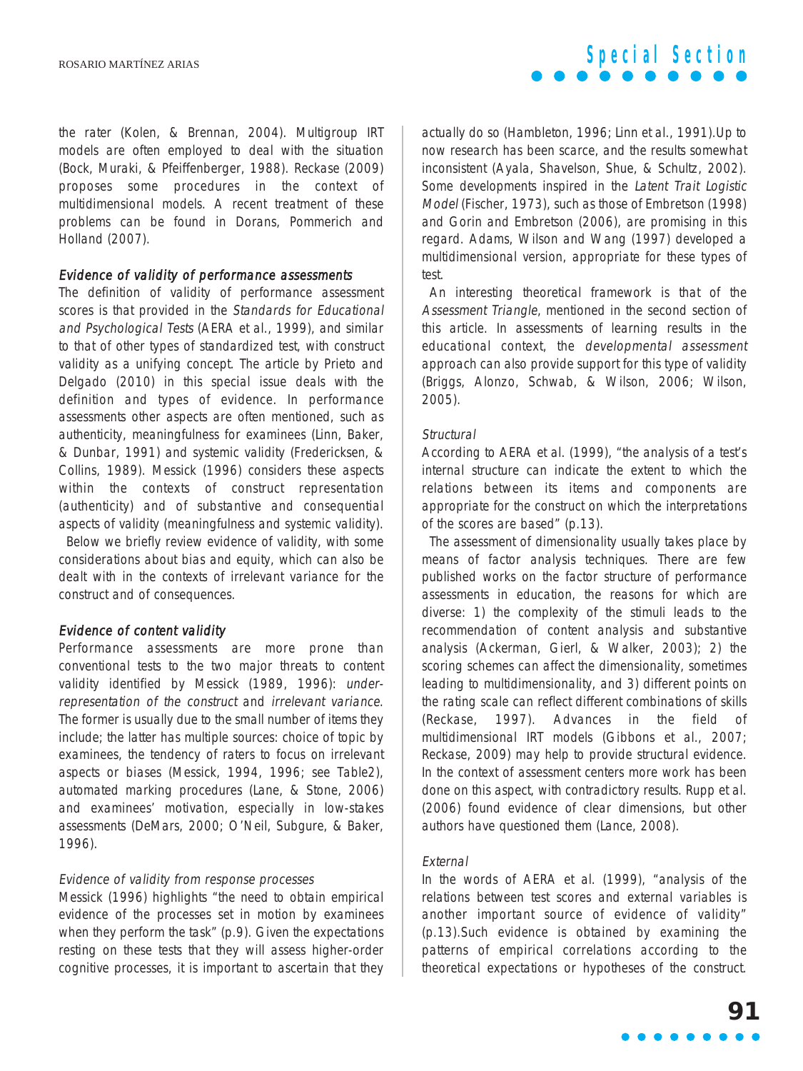the rater (Kolen, & Brennan, 2004). Multigroup IRT models are often employed to deal with the situation (Bock, Muraki, & Pfeiffenberger, 1988). Reckase (2009) proposes some procedures in the context of multidimensional models. A recent treatment of these problems can be found in Dorans, Pommerich and Holland (2007).

### *Evidence of validity of performance assessments*

The definition of validity of performance assessment scores is that provided in the *Standards for Educational and Psychological Tests* (AERA et al., 1999), and similar to that of other types of standardized test, with construct validity as a unifying concept. The article by Prieto and Delgado (2010) in this special issue deals with the definition and types of evidence. In performance assessments other aspects are often mentioned, such as authenticity, meaningfulness for examinees (Linn, Baker, & Dunbar, 1991) and systemic validity (Fredericksen, & Collins, 1989). Messick (1996) considers these aspects within the contexts of construct representation (authenticity) and of substantive and consequential aspects of validity (meaningfulness and systemic validity).

Below we briefly review evidence of validity, with some considerations about bias and equity, which can also be dealt with in the contexts of irrelevant variance for the construct and of consequences.

### *Evidence of content validity*

Performance assessments are more prone than conventional tests to the two major threats to content validity identified by Messick (1989, 1996): *under-representation of the construct* and *irrelevant variance*. The former is usually due to the small number of items they include; the latter has multiple sources: choice of topic by examinees, the tendency of raters to focus on irrelevant aspects or biases (Messick, 1994, 1996; see Table2), automated marking procedures (Lane, & Stone, 2006) and examinees' motivation, especially in low-stakes assessments (DeMars, 2000; O'Neil, Subgure, & Baker, 1996).

#### *Evidence of validity from response processes*

Messick (1996) highlights "the need to obtain empirical evidence of the processes set in motion by examinees when they perform the task" (p.9). Given the expectations resting on these tests that they will assess higher-order cognitive processes, it is important to ascertain that they actually do so (Hambleton, 1996; Linn et al., 1991).Up to now research has been scarce, and the results somewhat inconsistent (Ayala, Shavelson, Shue, & Schultz, 2002). Some developments inspired in the *Latent Trait Logistic Model* (Fischer, 1973), such as those of Embretson (1998) and Gorin and Embretson (2006), are promising in this regard. Adams, Wilson and Wang (1997) developed a multidimensional version, appropriate for these types of test.

An interesting theoretical framework is that of the *Assessment Triangle*, mentioned in the second section of this article. In assessments of learning results in the educational context, the *developmental assessment* approach can also provide support for this type of validity (Briggs, Alonzo, Schwab, & Wilson, 2006; Wilson, 2005).

#### *Structural*

According to AERA et al. (1999), "the analysis of a test's internal structure can indicate the extent to which the relations between its items and components are appropriate for the construct on which the interpretations of the scores are based" (p.13).

The assessment of dimensionality usually takes place by means of factor analysis techniques. There are few published works on the factor structure of performance assessments in education, the reasons for which are diverse: 1) the complexity of the stimuli leads to the recommendation of content analysis and substantive analysis (Ackerman, Gierl, & Walker, 2003); 2) the scoring schemes can affect the dimensionality, sometimes leading to multidimensionality, and 3) different points on the rating scale can reflect different combinations of skills (Reckase, 1997). Advances in the field of multidimensional IRT models (Gibbons et al., 2007; Reckase, 2009) may help to provide structural evidence. In the context of assessment centers more work has been done on this aspect, with contradictory results. Rupp et al. (2006) found evidence of clear dimensions, but other authors have questioned them (Lance, 2008).

#### *External*

In the words of AERA et al. (1999), "analysis of the relations between test scores and external variables is another important source of evidence of validity" (p.13).Such evidence is obtained by examining the patterns of empirical correlations according to the theoretical expectations or hypotheses of the construct.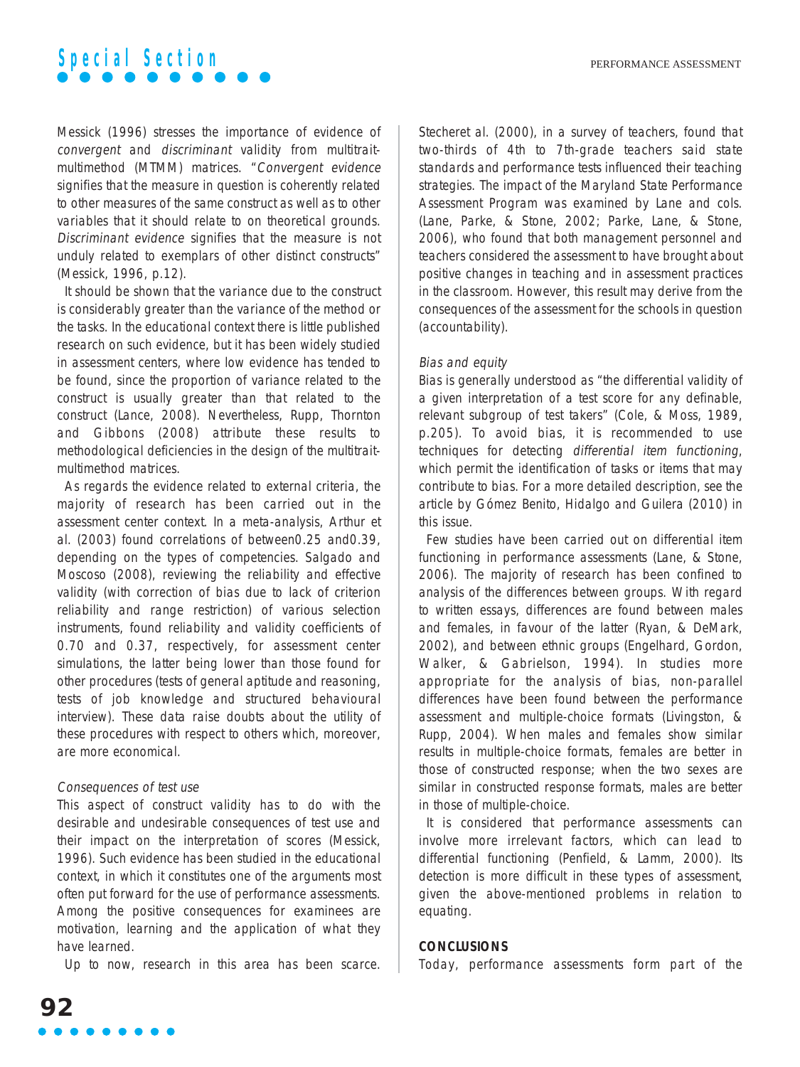Messick (1996) stresses the importance of evidence of *convergent* and *discriminant* validity from multitrait-multimethod (MTMM) matrices. "*Convergent evidence* signifies that the measure in question is coherently related to other measures of the same construct as well as to other variables that it should relate to on theoretical grounds. *Discriminant evidence* signifies that the measure is not unduly related to exemplars of other distinct constructs" (Messick, 1996, p.12).

It should be shown that the variance due to the construct is considerably greater than the variance of the method or the tasks. In the educational context there is little published research on such evidence, but it has been widely studied in assessment centers, where low evidence has tended to be found, since the proportion of variance related to the construct is usually greater than that related to the construct (Lance, 2008). Nevertheless, Rupp, Thornton and Gibbons (2008) attribute these results to methodological deficiencies in the design of the multitrait-multimethod matrices.

As regards the evidence related to external criteria, the majority of research has been carried out in the assessment center context. In a meta-analysis, Arthur et al. (2003) found correlations of between0.25 and0.39, depending on the types of competencies. Salgado and Moscoso (2008), reviewing the reliability and effective validity (with correction of bias due to lack of criterion reliability and range restriction) of various selection instruments, found reliability and validity coefficients of 0.70 and 0.37, respectively, for assessment center simulations, the latter being lower than those found for other procedures (tests of general aptitude and reasoning, tests of job knowledge and structured behavioural interview). These data raise doubts about the utility of these procedures with respect to others which, moreover, are more economical.

*Consequences of test use*

This aspect of construct validity has to do with the desirable and undesirable consequences of test use and their impact on the interpretation of scores (Messick, 1996). Such evidence has been studied in the educational context, in which it constitutes one of the arguments most often put forward for the use of performance assessments. Among the positive consequences for examinees are motivation, learning and the application of what they have learned.

Up to now, research in this area has been scarce. Stecheret al. (2000), in a survey of teachers, found that two-thirds of 4th to 7th-grade teachers said state standards and performance tests influenced their teaching strategies. The impact of the Maryland State Performance Assessment Program was examined by Lane and cols. (Lane, Parke, & Stone, 2002; Parke, Lane, & Stone, 2006), who found that both management personnel and teachers considered the assessment to have brought about positive changes in teaching and in assessment practices in the classroom. However, this result may derive from the consequences of the assessment for the schools in question (accountability).

*Bias and equity*

Bias is generally understood as "the differential validity of a given interpretation of a test score for any definable, relevant subgroup of test takers" (Cole, & Moss, 1989, p.205). To avoid bias, it is recommended to use techniques for detecting *differential item functioning*, which permit the identification of tasks or items that may contribute to bias. For a more detailed description, see the article by Gómez Benito, Hidalgo and Guilera (2010) in this issue.

Few studies have been carried out on differential item functioning in performance assessments (Lane, & Stone, 2006). The majority of research has been confined to analysis of the differences between groups. With regard to written essays, differences are found between males and females, in favour of the latter (Ryan, & DeMark, 2002), and between ethnic groups (Engelhard, Gordon, Walker, & Gabrielson, 1994). In studies more appropriate for the analysis of bias, non-parallel differences have been found between the performance assessment and multiple-choice formats (Livingston, & Rupp, 2004). When males and females show similar results in multiple-choice formats, females are better in those of constructed response; when the two sexes are similar in constructed response formats, males are better in those of multiple-choice.

It is considered that performance assessments can involve more irrelevant factors, which can lead to differential functioning (Penfield, & Lamm, 2000). Its detection is more difficult in these types of assessment, given the above-mentioned problems in relation to equating.

## CONCLUSIONS

Today, performance assessments form part of the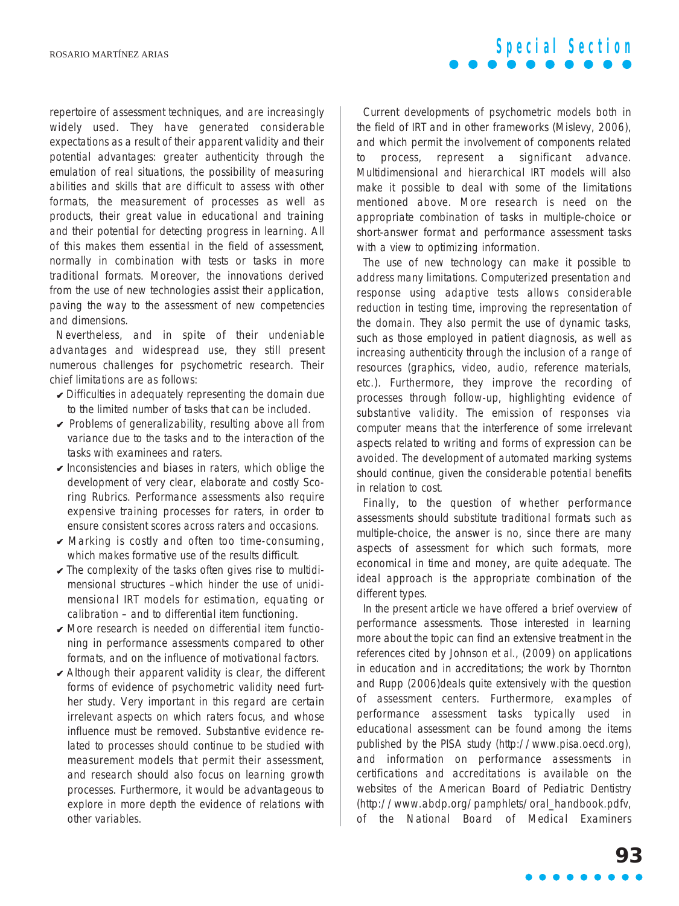repertoire of assessment techniques, and are increasingly widely used. They have generated considerable expectations as a result of their apparent validity and their potential advantages: greater authenticity through the emulation of real situations, the possibility of measuring abilities and skills that are difficult to assess with other formats, the measurement of processes as well as products, their great value in educational and training and their potential for detecting progress in learning. All of this makes them essential in the field of assessment, normally in combination with tests or tasks in more traditional formats. Moreover, the innovations derived from the use of new technologies assist their application, paving the way to the assessment of new competencies and dimensions.

Nevertheless, and in spite of their undeniable advantages and widespread use, they still present numerous challenges for psychometric research. Their chief limitations are as follows:

- Difficulties in adequately representing the domain due to the limited number of tasks that can be included.
- Problems of generalizability, resulting above all from variance due to the tasks and to the interaction of the tasks with examinees and raters.
- Inconsistencies and biases in raters, which oblige the development of very clear, elaborate and costly Scoring Rubrics. Performance assessments also require expensive training processes for raters, in order to ensure consistent scores across raters and occasions.
- Marking is costly and often too time-consuming, which makes formative use of the results difficult.
- The complexity of the tasks often gives rise to multidimensional structures –which hinder the use of unidimensional IRT models for estimation, equating or calibration – and to differential item functioning.
- More research is needed on differential item functioning in performance assessments compared to other formats, and on the influence of motivational factors.
- Although their apparent validity is clear, the different forms of evidence of psychometric validity need further study. Very important in this regard are certain irrelevant aspects on which raters focus, and whose influence must be removed. Substantive evidence related to processes should continue to be studied with measurement models that permit their assessment, and research should also focus on learning growth processes. Furthermore, it would be advantageous to explore in more depth the evidence of relations with other variables.

Current developments of psychometric models both in the field of IRT and in other frameworks (Mislevy, 2006), and which permit the involvement of components related to process, represent a significant advance. Multidimensional and hierarchical IRT models will also make it possible to deal with some of the limitations mentioned above. More research is need on the appropriate combination of tasks in multiple-choice or short-answer format and performance assessment tasks with a view to optimizing information.

The use of new technology can make it possible to address many limitations. Computerized presentation and response using adaptive tests allows considerable reduction in testing time, improving the representation of the domain. They also permit the use of dynamic tasks, such as those employed in patient diagnosis, as well as increasing authenticity through the inclusion of a range of resources (graphics, video, audio, reference materials, etc.). Furthermore, they improve the recording of processes through follow-up, highlighting evidence of substantive validity. The emission of responses via computer means that the interference of some irrelevant aspects related to writing and forms of expression can be avoided. The development of automated marking systems should continue, given the considerable potential benefits in relation to cost.

Finally, to the question of whether performance assessments should substitute traditional formats such as multiple-choice, the answer is no, since there are many aspects of assessment for which such formats, more economical in time and money, are quite adequate. The ideal approach is the appropriate combination of the different types.

In the present article we have offered a brief overview of performance assessments. Those interested in learning more about the topic can find an extensive treatment in the references cited by Johnson et al., (2009) on applications in education and in accreditations; the work by Thornton and Rupp (2006)deals quite extensively with the question of assessment centers. Furthermore, examples of performance assessment tasks typically used in educational assessment can be found among the items published by the PISA study (http://www.pisa.oecd.org), and information on performance assessments in certifications and accreditations is available on the websites of the American Board of Pediatric Dentistry (http://www.abdp.org/pamphlets/oral_handbook.pdfv, of the National Board of Medical Examiners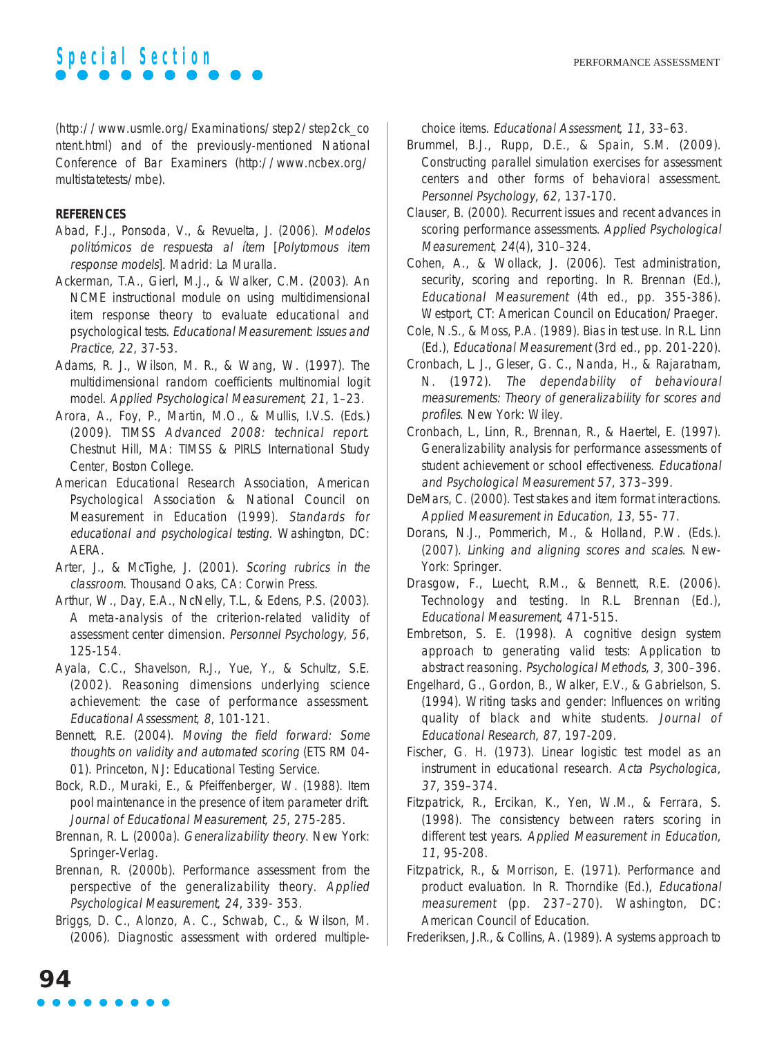(http://www.usmle.org/Examinations/step2/step2ck_content.html) and of the previously-mentioned National Conference of Bar Examiners (http://www.ncbex.org/multistatetests/mbe).

**REFERENCES**

Abad, F.J., Ponsoda, V., & Revuelta, J. (2006). *Modelos politómicos de respuesta al ítem* [*Polytomous item response models*]. Madrid: La Muralla.

Ackerman, T.A., Gierl, M.J., & Walker, C.M. (2003). An NCME instructional module on using multidimensional item response theory to evaluate educational and psychological tests. *Educational Measurement: Issues and Practice, 22*, 37-53.

Adams, R. J., Wilson, M. R., & Wang, W. (1997). The multidimensional random coefficients multinomial logit model. *Applied Psychological Measurement, 21*, 1–23.

Arora, A., Foy, P., Martin, M.O., & Mullis, I.V.S. (Eds.) (2009). TIMSS *Advanced 2008: technical report*. Chestnut Hill, MA: TIMSS & PIRLS International Study Center, Boston College.

American Educational Research Association, American Psychological Association & National Council on Measurement in Education (1999). *Standards for educational and psychological testing*. Washington, DC: AERA.

Arter, J., & McTighe, J. (2001). *Scoring rubrics in the classroom*. Thousand Oaks, CA: Corwin Press.

Arthur, W., Day, E.A., NcNelly, T.L., & Edens, P.S. (2003). A meta-analysis of the criterion-related validity of assessment center dimension. *Personnel Psychology, 56*, 125-154.

Ayala, C.C., Shavelson, R.J., Yue, Y., & Schultz, S.E. (2002). Reasoning dimensions underlying science achievement: the case of performance assessment. *Educational Assessment, 8*, 101-121.

Bennett, R.E. (2004). *Moving the field forward: Some thoughts on validity and automated scoring* (ETS RM 04-01). Princeton, NJ: Educational Testing Service.

Bock, R.D., Muraki, E., & Pfeiffenberger, W. (1988). Item pool maintenance in the presence of item parameter drift. *Journal of Educational Measurement, 25*, 275-285.

Brennan, R. L. (2000a). *Generalizability theory*. New York: Springer-Verlag.

Brennan, R. (2000b). Performance assessment from the perspective of the generalizability theory. *Applied Psychological Measurement, 24*, 339- 353.

Briggs, D. C., Alonzo, A. C., Schwab, C., & Wilson, M. (2006). Diagnostic assessment with ordered multiple-choice items. *Educational Assessment, 11*, 33–63.

Brummel, B.J., Rupp, D.E., & Spain, S.M. (2009). Constructing parallel simulation exercises for assessment centers and other forms of behavioral assessment. *Personnel Psychology, 62*, 137-170.

Clauser, B. (2000). Recurrent issues and recent advances in scoring performance assessments. *Applied Psychological Measurement, 24*(4), 310–324.

Cohen, A., & Wollack, J. (2006). Test administration, security, scoring and reporting. In R. Brennan (Ed.), *Educational Measurement* (4th ed., pp. 355-386). Westport, CT: American Council on Education/Praeger.

Cole, N.S., & Moss, P.A. (1989). Bias in test use. In R.L. Linn (Ed.), *Educational Measurement* (3rd ed., pp. 201-220).

Cronbach, L. J., Gleser, G. C., Nanda, H., & Rajaratnam, N. (1972). *The dependability of behavioural measurements: Theory of generalizability for scores and profiles*. New York: Wiley.

Cronbach, L., Linn, R., Brennan, R., & Haertel, E. (1997). Generalizability analysis for performance assessments of student achievement or school effectiveness. *Educational and Psychological Measurement 57*, 373–399.

DeMars, C. (2000). Test stakes and item format interactions. *Applied Measurement in Education, 13*, 55- 77.

Dorans, N.J., Pommerich, M., & Holland, P.W. (Eds.). (2007). *Linking and aligning scores and scales*. New-York: Springer.

Drasgow, F., Luecht, R.M., & Bennett, R.E. (2006). Technology and testing. In R.L. Brennan (Ed.), *Educational Measurement*, 471-515.

Embretson, S. E. (1998). A cognitive design system approach to generating valid tests: Application to abstract reasoning. *Psychological Methods, 3*, 300–396.

Engelhard, G., Gordon, B., Walker, E.V., & Gabrielson, S. (1994). Writing tasks and gender: Influences on writing quality of black and white students. *Journal of Educational Research, 87*, 197-209.

Fischer, G. H. (1973). Linear logistic test model as an instrument in educational research. *Acta Psychologica, 37*, 359–374.

Fitzpatrick, R., Ercikan, K., Yen, W.M., & Ferrara, S. (1998). The consistency between raters scoring in different test years. *Applied Measurement in Education, 11*, 95-208.

Fitzpatrick, R., & Morrison, E. (1971). Performance and product evaluation. In R. Thorndike (Ed.), *Educational measurement* (pp. 237–270). Washington, DC: American Council of Education.

Frederiksen, J.R., & Collins, A. (1989). A systems approach to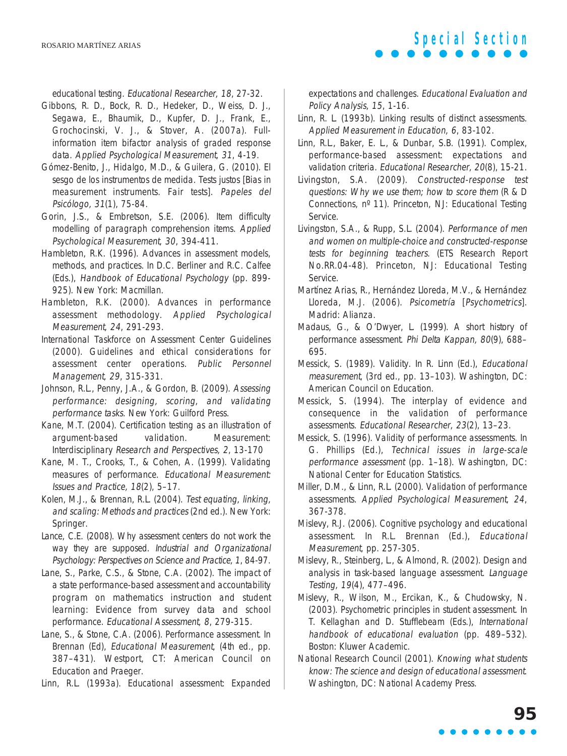educational testing. *Educational Researcher, 18*, 27-32.

Gibbons, R. D., Bock, R. D., Hedeker, D., Weiss, D. J., Segawa, E., Bhaumik, D., Kupfer, D. J., Frank, E., Grochocinski, V. J., & Stover, A. (2007a). Full-information item bifactor analysis of graded response data. *Applied Psychological Measurement, 31*, 4-19.

Gómez-Benito, J., Hidalgo, M.D., & Guilera, G. (2010). El sesgo de los instrumentos de medida. Tests justos [Bias in measurement instruments. Fair tests]. *Papeles del Psicólogo, 31*(1), 75-84.

Gorin, J.S., & Embretson, S.E. (2006). Item difficulty modelling of paragraph comprehension items. *Applied Psychological Measurement, 30*, 394-411.

Hambleton, R.K. (1996). Advances in assessment models, methods, and practices. In D.C. Berliner and R.C. Calfee (Eds.), *Handbook of Educational Psychology* (pp. 899-925). New York: Macmillan.

Hambleton, R.K. (2000). Advances in performance assessment methodology. *Applied Psychological Measurement, 24*, 291-293.

International Taskforce on Assessment Center Guidelines (2000). Guidelines and ethical considerations for assessment center operations. *Public Personnel Management, 29*, 315-331.

Johnson, R.L., Penny, J.A., & Gordon, B. (2009). *Assessing performance: designing, scoring, and validating performance tasks*. New York: Guilford Press.

Kane, M.T. (2004). Certification testing as an illustration of argument-based validation. Measurement: Interdisciplinary *Research and Perspectives, 2*, 13-170

Kane, M. T., Crooks, T., & Cohen, A. (1999). Validating measures of performance. *Educational Measurement: Issues and Practice, 18*(2), 5–17.

Kolen, M.J., & Brennan, R.L. (2004). *Test equating, linking, and scaling: Methods and practices* (2nd ed.). New York: Springer.

Lance, C.E. (2008). Why assessment centers do not work the way they are supposed. *Industrial and Organizational Psychology: Perspectives on Science and Practice, 1*, 84-97.

Lane, S., Parke, C.S., & Stone, C.A. (2002). The impact of a state performance-based assessment and accountability program on mathematics instruction and student learning: Evidence from survey data and school performance. *Educational Assessment, 8*, 279-315.

Lane, S., & Stone, C.A. (2006). Performance assessment. In Brennan (Ed), *Educational Measurement*, (4th ed., pp. 387–431). Westport, CT: American Council on Education and Praeger.

Linn, R.L. (1993a). Educational assessment: Expanded expectations and challenges. *Educational Evaluation and Policy Analysis, 15*, 1-16.

Linn, R. L. (1993b). Linking results of distinct assessments. *Applied Measurement in Education, 6*, 83-102.

Linn, R.L., Baker, E. L., & Dunbar, S.B. (1991). Complex, performance-based assessment: expectations and validation criteria. *Educational Researcher, 20*(8), 15-21.

Livingston, S.A. (2009). *Constructed-response test questions: Why we use them; how to score them* (R & D Connections, nº 11). Princeton, NJ: Educational Testing Service.

Livingston, S.A., & Rupp, S.L. (2004). *Performance of men and women on multiple-choice and constructed-response tests for beginning teachers*. (ETS Research Report No.RR.04-48). Princeton, NJ: Educational Testing Service.

Martínez Arias, R., Hernández Lloreda, M.V., & Hernández Lloreda, M.J. (2006). *Psicometría* [*Psychometrics*]. Madrid: Alianza.

Madaus, G., & O'Dwyer, L. (1999). A short history of performance assessment. *Phi Delta Kappan, 80*(9), 688–695.

Messick, S. (1989). Validity. In R. Linn (Ed.), *Educational measurement*, (3rd ed., pp. 13–103). Washington, DC: American Council on Education.

Messick, S. (1994). The interplay of evidence and consequence in the validation of performance assessments. *Educational Researcher, 23*(2), 13–23.

Messick, S. (1996). Validity of performance assessments. In G. Phillips (Ed.), *Technical issues in large-scale performance assessment* (pp. 1–18). Washington, DC: National Center for Education Statistics.

Miller, D.M., & Linn, R.L. (2000). Validation of performance assessments. *Applied Psychological Measurement, 24*, 367-378.

Mislevy, R.J. (2006). Cognitive psychology and educational assessment. In R.L. Brennan (Ed.), *Educational Measurement*, pp. 257-305.

Mislevy, R., Steinberg, L., & Almond, R. (2002). Design and analysis in task-based language assessment. *Language Testing, 19*(4), 477–496.

Mislevy, R., Wilson, M., Ercikan, K., & Chudowsky, N. (2003). Psychometric principles in student assessment. In T. Kellaghan and D. Stufflebeam (Eds.), *International handbook of educational evaluation* (pp. 489–532). Boston: Kluwer Academic.

National Research Council (2001). *Knowing what students know: The science and design of educational assessment*. Washington, DC: National Academy Press.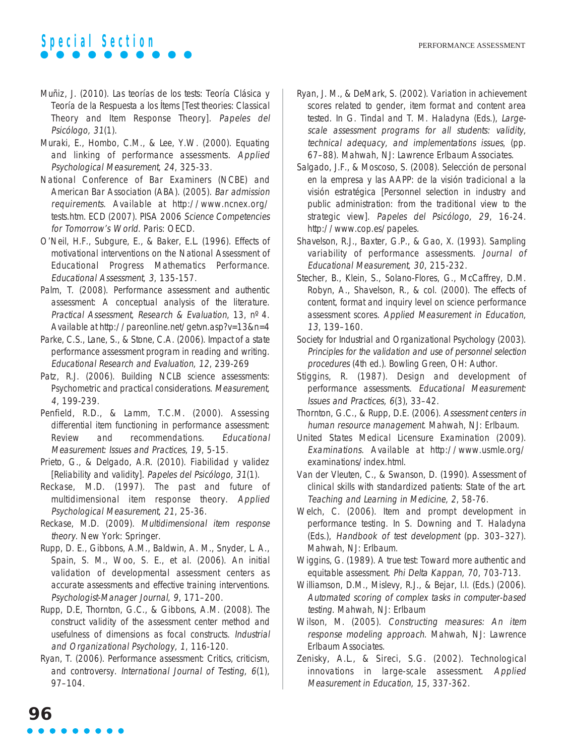Muñiz, J. (2010). Las teorías de los tests: Teoría Clásica y Teoría de la Respuesta a los Ítems [Test theories: Classical Theory and Item Response Theory]. *Papeles del Psicólogo, 31*(1).

Muraki, E., Hombo, C.M., & Lee, Y.W. (2000). Equating and linking of performance assessments. *Applied Psychological Measurement, 24*, 325-33.

National Conference of Bar Examiners (NCBE) and American Bar Association (ABA). (2005). *Bar admission requirements*. Available at http://www.ncnex.org/tests.htm. ECD (2007). PISA 2006 *Science Competencies for Tomorrow's World*. Paris: OECD.

O'Neil, H.F., Subgure, E., & Baker, E.L. (1996). Effects of motivational interventions on the National Assessment of Educational Progress Mathematics Performance. *Educational Assessment, 3*, 135-157.

Palm, T. (2008). Performance assessment and authentic assessment: A conceptual analysis of the literature. *Practical Assessment, Research & Evaluation*, 13, nº 4. Available at http://pareonline.net/getvn.asp?v=13&n=4

Parke, C.S., Lane, S., & Stone, C.A. (2006). Impact of a state performance assessment program in reading and writing. *Educational Research and Evaluation, 12*, 239-269

Patz, R.J. (2006). Building NCLB science assessments: Psychometric and practical considerations. *Measurement, 4*, 199-239.

Penfield, R.D., & Lamm, T.C.M. (2000). Assessing differential item functioning in performance assessment: Review and recommendations. *Educational Measurement: Issues and Practices, 19*, 5-15.

Prieto, G., & Delgado, A.R. (2010). Fiabilidad y validez [Reliability and validity]. *Papeles del Psicólogo, 31*(1).

Reckase, M.D. (1997). The past and future of multidimensional item response theory. *Applied Psychological Measurement, 21*, 25-36.

Reckase, M.D. (2009). *Multidimensional item response theory*. New York: Springer.

Rupp, D. E., Gibbons, A.M., Baldwin, A. M., Snyder, L. A., Spain, S. M., Woo, S. E., et al. (2006). An initial validation of developmental assessment centers as accurate assessments and effective training interventions. *Psychologist-Manager Journal, 9*, 171–200.

Rupp, D.E, Thornton, G.C., & Gibbons, A.M. (2008). The construct validity of the assessment center method and usefulness of dimensions as focal constructs. *Industrial and Organizational Psychology, 1*, 116-120.

Ryan, T. (2006). Performance assessment: Critics, criticism, and controversy. *International Journal of Testing, 6*(1), 97–104.

Ryan, J. M., & DeMark, S. (2002). Variation in achievement scores related to gender, item format and content area tested. In G. Tindal and T. M. Haladyna (Eds.), *Large-scale assessment programs for all students: validity, technical adequacy, and implementations issues*, (pp. 67–88). Mahwah, NJ: Lawrence Erlbaum Associates.

Salgado, J.F., & Moscoso, S. (2008). Selección de personal en la empresa y las AAPP: de la visión tradicional a la visión estratégica [Personnel selection in industry and public administration: from the traditional view to the strategic view]. *Papeles del Psicólogo, 29*, 16-24. http://www.cop.es/papeles.

Shavelson, R.J., Baxter, G.P., & Gao, X. (1993). Sampling variability of performance assessments. *Journal of Educational Measurement, 30*, 215-232.

Stecher, B., Klein, S., Solano-Flores, G., McCaffrey, D.M. Robyn, A., Shavelson, R., & col. (2000). The effects of content, format and inquiry level on science performance assessment scores. *Applied Measurement in Education, 13*, 139–160.

Society for Industrial and Organizational Psychology (2003). *Principles for the validation and use of personnel selection procedures* (4th ed.). Bowling Green, OH: Author.

Stiggins, R. (1987). Design and development of performance assessments. *Educational Measurement: Issues and Practices, 6*(3), 33–42.

Thornton, G.C., & Rupp, D.E. (2006). *Assessment centers in human resource management*. Mahwah, NJ: Erlbaum.

United States Medical Licensure Examination (2009). *Examinations*. Available at http://www.usmle.org/examinations/index.html.

Van der Vleuten, C., & Swanson, D. (1990). Assessment of clinical skills with standardized patients: State of the art. *Teaching and Learning in Medicine, 2*, 58-76.

Welch, C. (2006). Item and prompt development in performance testing. In S. Downing and T. Haladyna (Eds.), *Handbook of test development* (pp. 303–327). Mahwah, NJ: Erlbaum.

Wiggins, G. (1989). A true test: Toward more authentic and equitable assessment. *Phi Delta Kappan, 70*, 703-713.

Williamson, D.M., Mislevy, R.J., & Bejar, I.I. (Eds.) (2006). *Automated scoring of complex tasks in computer-based testing*. Mahwah, NJ: Erlbaum

Wilson, M. (2005). *Constructing measures: An item response modeling approach*. Mahwah, NJ: Lawrence Erlbaum Associates.

Zenisky, A.L., & Sireci, S.G. (2002). Technological innovations in large-scale assessment. *Applied Measurement in Education, 15*, 337-362.